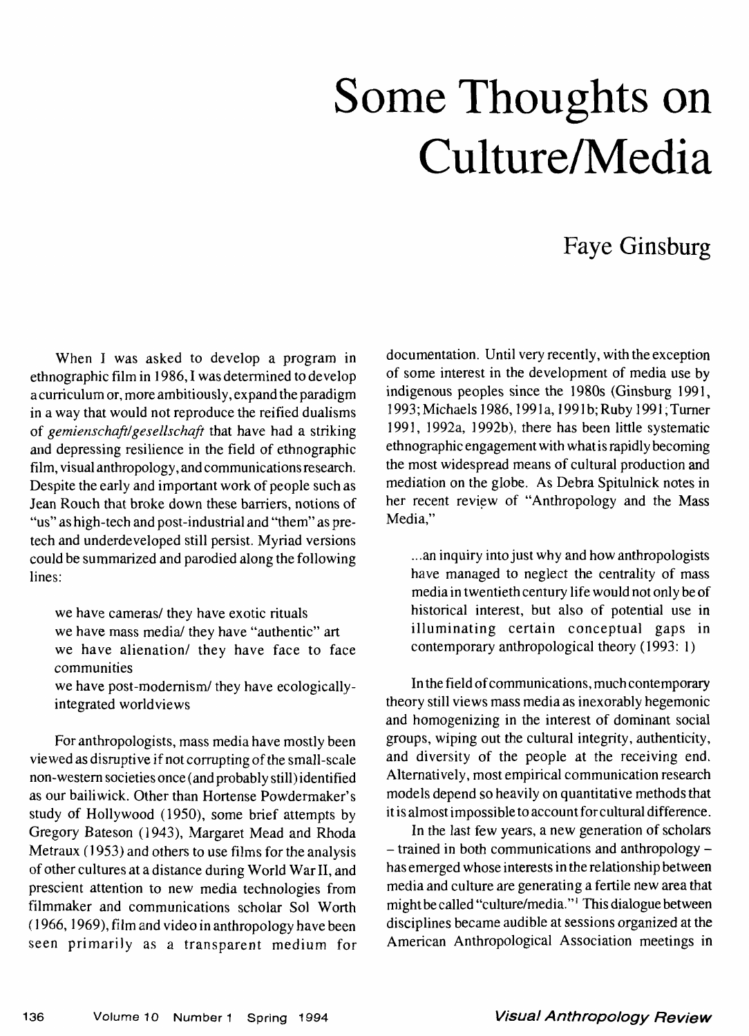# Some Thoughts on Culture/Media

## Faye Ginsburg

When I was asked to develop a program in ethnographic film in 1986, I was determined to develop a curriculum or, more ambitiously, expand the paradigm in a way that would not reproduce the reified dualisms of *gemienschaft/gesellschaft* that have had a striking and depressing resilience in the field of ethnographic film, visual anthropology, and communications research. Despite the early and important work of people such as Jean Rouch that broke down these barriers, notions of "us" as high-tech and post-industrial and "them" as pre-tech and underdeveloped still persist. Myriad versions could be summarized and parodied along the following lines:

> we have cameras/ they have exotic rituals
> we have mass media/ they have "authentic" art
> we have alienation/ they have face to face communities
> we have post-modernism/ they have ecologically-integrated worldviews

For anthropologists, mass media have mostly been viewed as disruptive if not corrupting of the small-scale non-western societies once (and probably still) identified as our bailiwick. Other than Hortense Powdermaker's study of Hollywood (1950), some brief attempts by Gregory Bateson (1943), Margaret Mead and Rhoda Metraux (1953) and others to use films for the analysis of other cultures at a distance during World War II, and prescient attention to new media technologies from filmmaker and communications scholar Sol Worth (1966, 1969), film and video in anthropology have been seen primarily as a transparent medium for documentation. Until very recently, with the exception of some interest in the development of media use by indigenous peoples since the 1980s (Ginsburg 1991, 1993; Michaels 1986, 1991a, 1991b; Ruby 1991; Turner 1991, 1992a, 1992b), there has been little systematic ethnographic engagement with what is rapidly becoming the most widespread means of cultural production and mediation on the globe. As Debra Spitulnick notes in her recent review of "Anthropology and the Mass Media,"

> ...an inquiry into just why and how anthropologists have managed to neglect the centrality of mass media in twentieth century life would not only be of historical interest, but also of potential use in illuminating certain conceptual gaps in contemporary anthropological theory (1993: 1)

In the field of communications, much contemporary theory still views mass media as inexorably hegemonic and homogenizing in the interest of dominant social groups, wiping out the cultural integrity, authenticity, and diversity of the people at the receiving end. Alternatively, most empirical communication research models depend so heavily on quantitative methods that it is almost impossible to account for cultural difference.

In the last few years, a new generation of scholars – trained in both communications and anthropology – has emerged whose interests in the relationship between media and culture are generating a fertile new area that might be called "culture/media."[1] This dialogue between disciplines became audible at sessions organized at the American Anthropological Association meetings in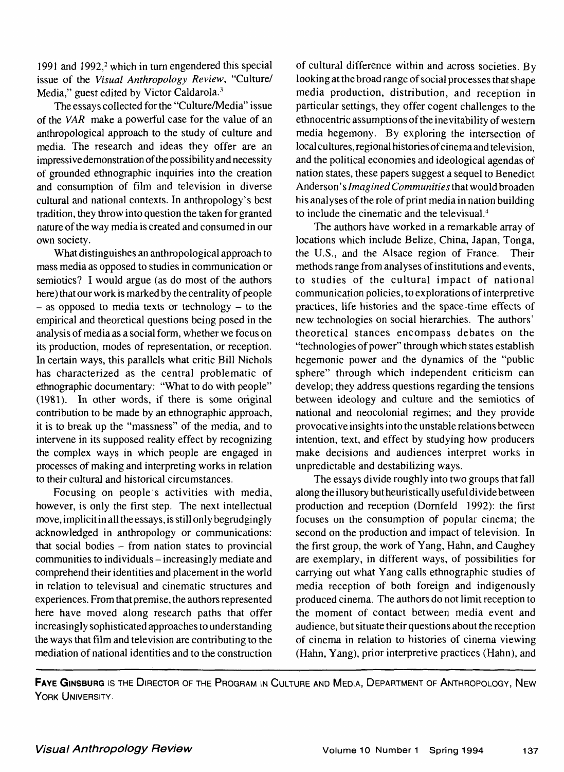1991 and 1992,[2] which in turn engendered this special issue of the *Visual Anthropology Review*, "Culture/Media," guest edited by Victor Caldarola.[3]

The essays collected for the "Culture/Media" issue of the *VAR* make a powerful case for the value of an anthropological approach to the study of culture and media. The research and ideas they offer are an impressive demonstration of the possibility and necessity of grounded ethnographic inquiries into the creation and consumption of film and television in diverse cultural and national contexts. In anthropology's best tradition, they throw into question the taken for granted nature of the way media is created and consumed in our own society.

What distinguishes an anthropological approach to mass media as opposed to studies in communication or semiotics? I would argue (as do most of the authors here) that our work is marked by the centrality of people – as opposed to media texts or technology – to the empirical and theoretical questions being posed in the analysis of media as a social form, whether we focus on its production, modes of representation, or reception. In certain ways, this parallels what critic Bill Nichols has characterized as the central problematic of ethnographic documentary: "What to do with people" (1981). In other words, if there is some original contribution to be made by an ethnographic approach, it is to break up the "massness" of the media, and to intervene in its supposed reality effect by recognizing the complex ways in which people are engaged in processes of making and interpreting works in relation to their cultural and historical circumstances.

Focusing on people's activities with media, however, is only the first step. The next intellectual move, implicit in all the essays, is still only begrudgingly acknowledged in anthropology or communications: that social bodies – from nation states to provincial communities to individuals – increasingly mediate and comprehend their identities and placement in the world in relation to televisual and cinematic structures and experiences. From that premise, the authors represented here have moved along research paths that offer increasingly sophisticated approaches to understanding the ways that film and television are contributing to the mediation of national identities and to the construction of cultural difference within and across societies. By looking at the broad range of social processes that shape media production, distribution, and reception in particular settings, they offer cogent challenges to the ethnocentric assumptions of the inevitability of western media hegemony. By exploring the intersection of local cultures, regional histories of cinema and television, and the political economies and ideological agendas of nation states, these papers suggest a sequel to Benedict Anderson's *Imagined Communities* that would broaden his analyses of the role of print media in nation building to include the cinematic and the televisual.[4]

The authors have worked in a remarkable array of locations which include Belize, China, Japan, Tonga, the U.S., and the Alsace region of France. Their methods range from analyses of institutions and events, to studies of the cultural impact of national communication policies, to explorations of interpretive practices, life histories and the space-time effects of new technologies on social hierarchies. The authors' theoretical stances encompass debates on the "technologies of power" through which states establish hegemonic power and the dynamics of the "public sphere" through which independent criticism can develop; they address questions regarding the tensions between ideology and culture and the semiotics of national and neocolonial regimes; and they provide provocative insights into the unstable relations between intention, text, and effect by studying how producers make decisions and audiences interpret works in unpredictable and destabilizing ways.

The essays divide roughly into two groups that fall along the illusory but heuristically useful divide between production and reception (Dornfeld 1992): the first focuses on the consumption of popular cinema; the second on the production and impact of television. In the first group, the work of Yang, Hahn, and Caughey are exemplary, in different ways, of possibilities for carrying out what Yang calls ethnographic studies of media reception of both foreign and indigenously produced cinema. The authors do not limit reception to the moment of contact between media event and audience, but situate their questions about the reception of cinema in relation to histories of cinema viewing (Hahn, Yang), prior interpretive practices (Hahn), and

**Faye Ginsburg** is the Director of the Program in Culture and Media, Department of Anthropology, New York University.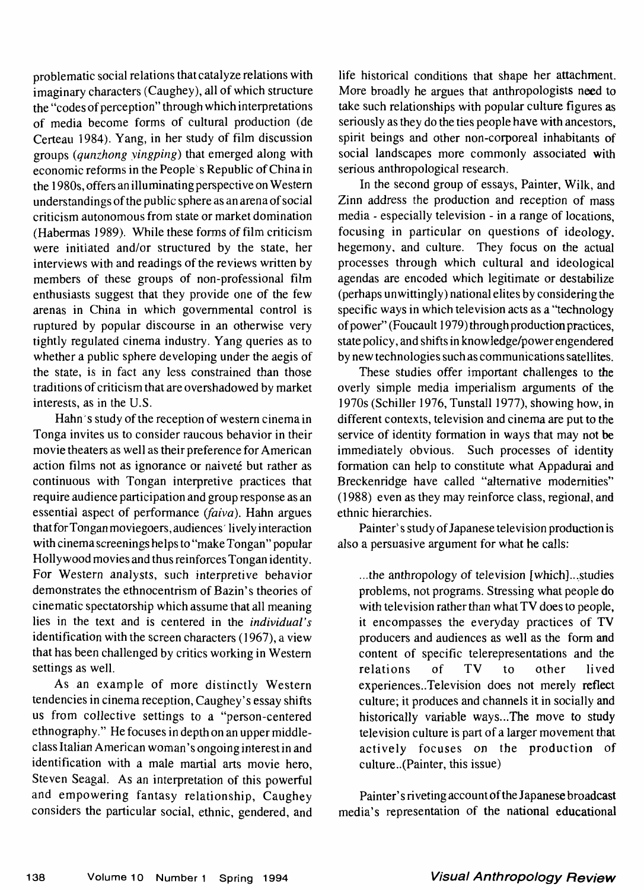problematic social relations that catalyze relations with imaginary characters (Caughey), all of which structure the "codes of perception" through which interpretations of media become forms of cultural production (de Certeau 1984). Yang, in her study of film discussion groups (*qunzhong yingping*) that emerged along with economic reforms in the People's Republic of China in the 1980s, offers an illuminating perspective on Western understandings of the public sphere as an arena of social criticism autonomous from state or market domination (Habermas 1989). While these forms of film criticism were initiated and/or structured by the state, her interviews with and readings of the reviews written by members of these groups of non-professional film enthusiasts suggest that they provide one of the few arenas in China in which governmental control is ruptured by popular discourse in an otherwise very tightly regulated cinema industry. Yang queries as to whether a public sphere developing under the aegis of the state, is in fact any less constrained than those traditions of criticism that are overshadowed by market interests, as in the U.S.

Hahn's study of the reception of western cinema in Tonga invites us to consider raucous behavior in their movie theaters as well as their preference for American action films not as ignorance or naiveté but rather as continuous with Tongan interpretive practices that require audience participation and group response as an essential aspect of performance (*faiva*). Hahn argues that for Tongan moviegoers, audiences' lively interaction with cinema screenings helps to "make Tongan" popular Hollywood movies and thus reinforces Tongan identity. For Western analysts, such interpretive behavior demonstrates the ethnocentrism of Bazin's theories of cinematic spectatorship which assume that all meaning lies in the text and is centered in the *individual's* identification with the screen characters (1967), a view that has been challenged by critics working in Western settings as well.

As an example of more distinctly Western tendencies in cinema reception, Caughey's essay shifts us from collective settings to a "person-centered ethnography." He focuses in depth on an upper middle-class Italian American woman's ongoing interest in and identification with a male martial arts movie hero, Steven Seagal. As an interpretation of this powerful and empowering fantasy relationship, Caughey considers the particular social, ethnic, gendered, and life historical conditions that shape her attachment. More broadly he argues that anthropologists need to take such relationships with popular culture figures as seriously as they do the ties people have with ancestors, spirit beings and other non-corporeal inhabitants of social landscapes more commonly associated with serious anthropological research.

In the second group of essays, Painter, Wilk, and Zinn address the production and reception of mass media - especially television - in a range of locations, focusing in particular on questions of ideology, hegemony, and culture. They focus on the actual processes through which cultural and ideological agendas are encoded which legitimate or destabilize (perhaps unwittingly) national elites by considering the specific ways in which television acts as a "technology of power" (Foucault 1979) through production practices, state policy, and shifts in knowledge/power engendered by new technologies such as communications satellites.

These studies offer important challenges to the overly simple media imperialism arguments of the 1970s (Schiller 1976, Tunstall 1977), showing how, in different contexts, television and cinema are put to the service of identity formation in ways that may not be immediately obvious. Such processes of identity formation can help to constitute what Appadurai and Breckenridge have called "alternative modernities" (1988) even as they may reinforce class, regional, and ethnic hierarchies.

Painter's study of Japanese television production is also a persuasive argument for what he calls:

> ...the anthropology of television [which]...studies problems, not programs. Stressing what people do with television rather than what TV does to people, it encompasses the everyday practices of TV producers and audiences as well as the form and content of specific telerepresentations and the relations of TV to other lived experiences..Television does not merely reflect culture; it produces and channels it in socially and historically variable ways...The move to study television culture is part of a larger movement that actively focuses on the production of culture..(Painter, this issue)

Painter's riveting account of the Japanese broadcast media's representation of the national educational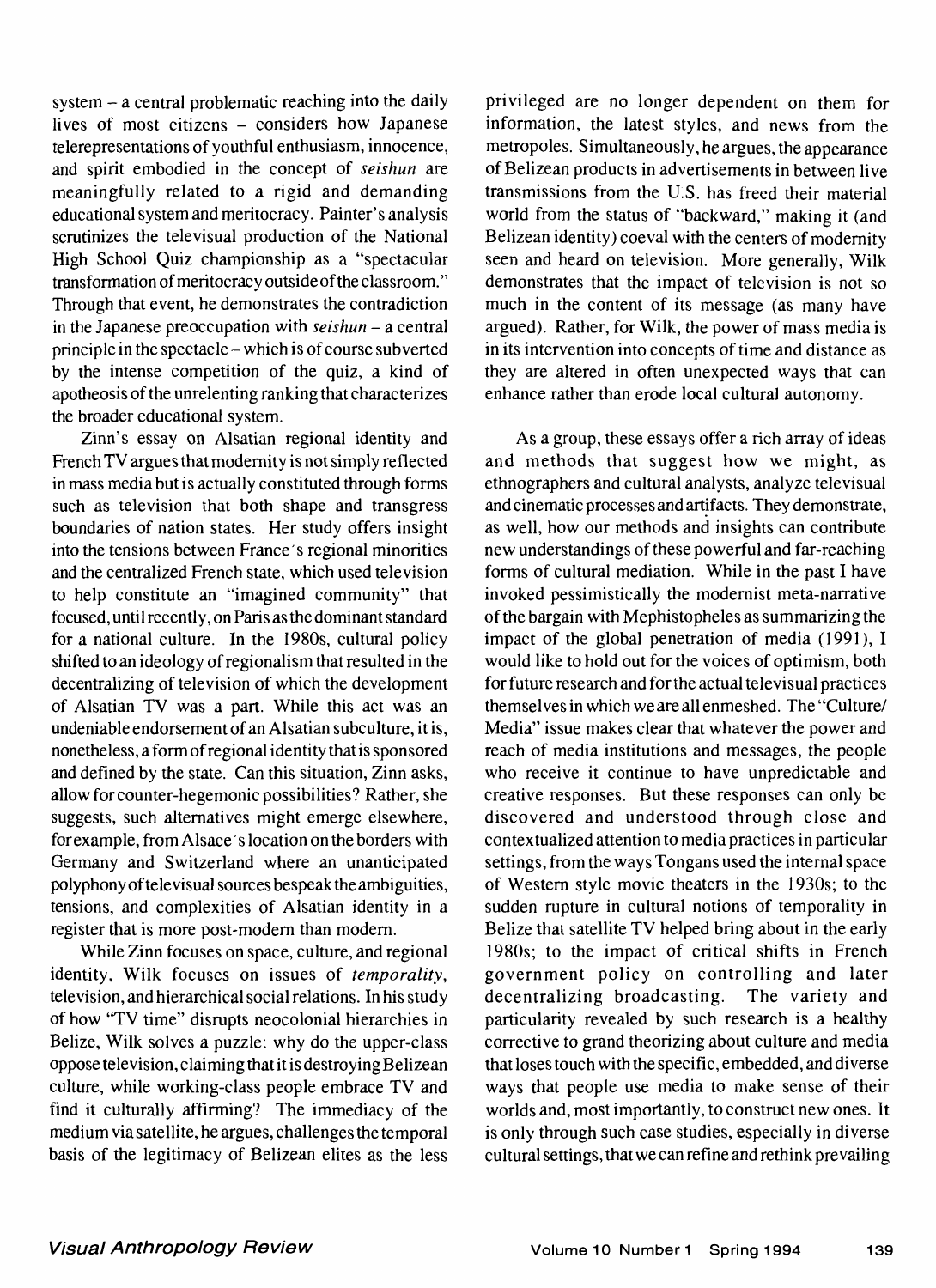system – a central problematic reaching into the daily lives of most citizens – considers how Japanese telerepresentations of youthful enthusiasm, innocence, and spirit embodied in the concept of *seishun* are meaningfully related to a rigid and demanding educational system and meritocracy. Painter's analysis scrutinizes the televisual production of the National High School Quiz championship as a "spectacular transformation of meritocracy outside of the classroom." Through that event, he demonstrates the contradiction in the Japanese preoccupation with *seishun* – a central principle in the spectacle – which is of course subverted by the intense competition of the quiz, a kind of apotheosis of the unrelenting ranking that characterizes the broader educational system.

Zinn's essay on Alsatian regional identity and French TV argues that modernity is not simply reflected in mass media but is actually constituted through forms such as television that both shape and transgress boundaries of nation states. Her study offers insight into the tensions between France's regional minorities and the centralized French state, which used television to help constitute an "imagined community" that focused, until recently, on Paris as the dominant standard for a national culture. In the 1980s, cultural policy shifted to an ideology of regionalism that resulted in the decentralizing of television of which the development of Alsatian TV was a part. While this act was an undeniable endorsement of an Alsatian subculture, it is, nonetheless, a form of regional identity that is sponsored and defined by the state. Can this situation, Zinn asks, allow for counter-hegemonic possibilities? Rather, she suggests, such alternatives might emerge elsewhere, for example, from Alsace's location on the borders with Germany and Switzerland where an unanticipated polyphony of televisual sources bespeak the ambiguities, tensions, and complexities of Alsatian identity in a register that is more post-modern than modern.

While Zinn focuses on space, culture, and regional identity, Wilk focuses on issues of *temporality*, television, and hierarchical social relations. In his study of how "TV time" disrupts neocolonial hierarchies in Belize, Wilk solves a puzzle: why do the upper-class oppose television, claiming that it is destroying Belizean culture, while working-class people embrace TV and find it culturally affirming? The immediacy of the medium via satellite, he argues, challenges the temporal basis of the legitimacy of Belizean elites as the less privileged are no longer dependent on them for information, the latest styles, and news from the metropoles. Simultaneously, he argues, the appearance of Belizean products in advertisements in between live transmissions from the U.S. has freed their material world from the status of "backward," making it (and Belizean identity) coeval with the centers of modernity seen and heard on television. More generally, Wilk demonstrates that the impact of television is not so much in the content of its message (as many have argued). Rather, for Wilk, the power of mass media is in its intervention into concepts of time and distance as they are altered in often unexpected ways that can enhance rather than erode local cultural autonomy.

As a group, these essays offer a rich array of ideas and methods that suggest how we might, as ethnographers and cultural analysts, analyze televisual and cinematic processes and artifacts. They demonstrate, as well, how our methods and insights can contribute new understandings of these powerful and far-reaching forms of cultural mediation. While in the past I have invoked pessimistically the modernist meta-narrative of the bargain with Mephistopheles as summarizing the impact of the global penetration of media (1991), I would like to hold out for the voices of optimism, both for future research and for the actual televisual practices themselves in which we are all enmeshed. The "Culture/Media" issue makes clear that whatever the power and reach of media institutions and messages, the people who receive it continue to have unpredictable and creative responses. But these responses can only be discovered and understood through close and contextualized attention to media practices in particular settings, from the ways Tongans used the internal space of Western style movie theaters in the 1930s; to the sudden rupture in cultural notions of temporality in Belize that satellite TV helped bring about in the early 1980s; to the impact of critical shifts in French government policy on controlling and later decentralizing broadcasting. The variety and particularity revealed by such research is a healthy corrective to grand theorizing about culture and media that loses touch with the specific, embedded, and diverse ways that people use media to make sense of their worlds and, most importantly, to construct new ones. It is only through such case studies, especially in diverse cultural settings, that we can refine and rethink prevailing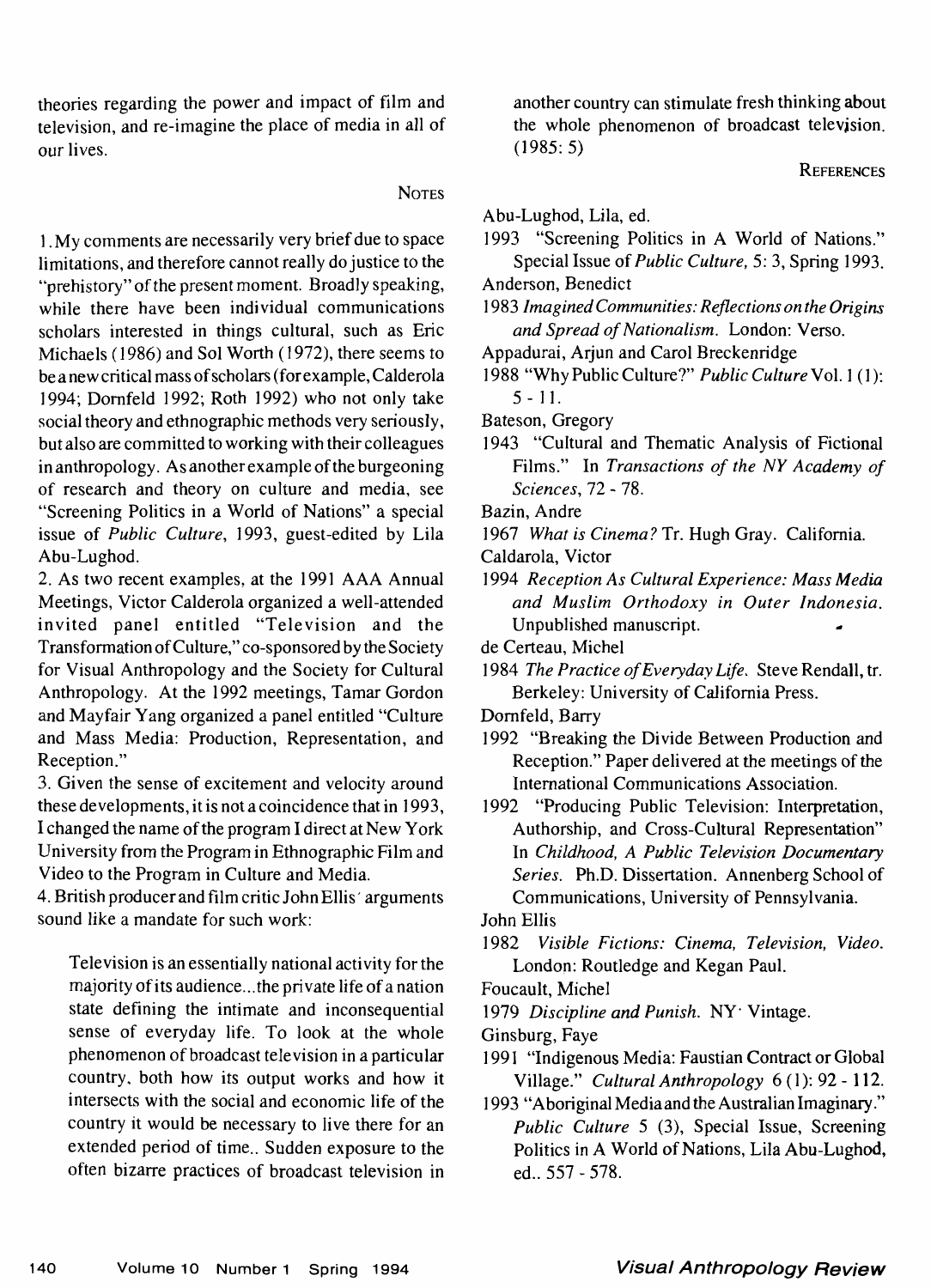theories regarding the power and impact of film and television, and re-imagine the place of media in all of our lives.

## Notes

1. My comments are necessarily very brief due to space limitations, and therefore cannot really do justice to the "prehistory" of the present moment. Broadly speaking, while there have been individual communications scholars interested in things cultural, such as Eric Michaels (1986) and Sol Worth (1972), there seems to be a new critical mass of scholars (for example, Calderola 1994; Dornfeld 1992; Roth 1992) who not only take social theory and ethnographic methods very seriously, but also are committed to working with their colleagues in anthropology. As another example of the burgeoning of research and theory on culture and media, see "Screening Politics in a World of Nations" a special issue of *Public Culture*, 1993, guest-edited by Lila Abu-Lughod.

2. As two recent examples, at the 1991 AAA Annual Meetings, Victor Calderola organized a well-attended invited panel entitled "Television and the Transformation of Culture," co-sponsored by the Society for Visual Anthropology and the Society for Cultural Anthropology. At the 1992 meetings, Tamar Gordon and Mayfair Yang organized a panel entitled "Culture and Mass Media: Production, Representation, and Reception."

3. Given the sense of excitement and velocity around these developments, it is not a coincidence that in 1993, I changed the name of the program I direct at New York University from the Program in Ethnographic Film and Video to the Program in Culture and Media.

4. British producer and film critic John Ellis' arguments sound like a mandate for such work:

> Television is an essentially national activity for the majority of its audience...the private life of a nation state defining the intimate and inconsequential sense of everyday life. To look at the whole phenomenon of broadcast television in a particular country, both how its output works and how it intersects with the social and economic life of the country it would be necessary to live there for an extended period of time.. Sudden exposure to the often bizarre practices of broadcast television in another country can stimulate fresh thinking about the whole phenomenon of broadcast television. (1985: 5)

## References

Abu-Lughod, Lila, ed.
1993 "Screening Politics in A World of Nations." Special Issue of *Public Culture*, 5: 3, Spring 1993.

Anderson, Benedict
1983 *Imagined Communities: Reflections on the Origins and Spread of Nationalism*. London: Verso.

Appadurai, Arjun and Carol Breckenridge
1988 "Why Public Culture?" *Public Culture* Vol. 1 (1): 5 - 11.

Bateson, Gregory
1943 "Cultural and Thematic Analysis of Fictional Films." In *Transactions of the NY Academy of Sciences*, 72 - 78.

Bazin, Andre
1967 *What is Cinema?* Tr. Hugh Gray. California.

Caldarola, Victor
1994 *Reception As Cultural Experience: Mass Media and Muslim Orthodoxy in Outer Indonesia*. Unpublished manuscript.

de Certeau, Michel
1984 *The Practice of Everyday Life*. Steve Rendall, tr. Berkeley: University of California Press.

Dornfeld, Barry
1992 "Breaking the Divide Between Production and Reception." Paper delivered at the meetings of the International Communications Association.
1992 "Producing Public Television: Interpretation, Authorship, and Cross-Cultural Representation" In *Childhood, A Public Television Documentary Series*. Ph.D. Dissertation. Annenberg School of Communications, University of Pennsylvania.

John Ellis
1982 *Visible Fictions: Cinema, Television, Video*. London: Routledge and Kegan Paul.

Foucault, Michel
1979 *Discipline and Punish*. NY: Vintage.

Ginsburg, Faye
1991 "Indigenous Media: Faustian Contract or Global Village." *Cultural Anthropology* 6 (1): 92 - 112.
1993 "Aboriginal Media and the Australian Imaginary." *Public Culture* 5 (3), Special Issue, Screening Politics in A World of Nations, Lila Abu-Lughod, ed.. 557 - 578.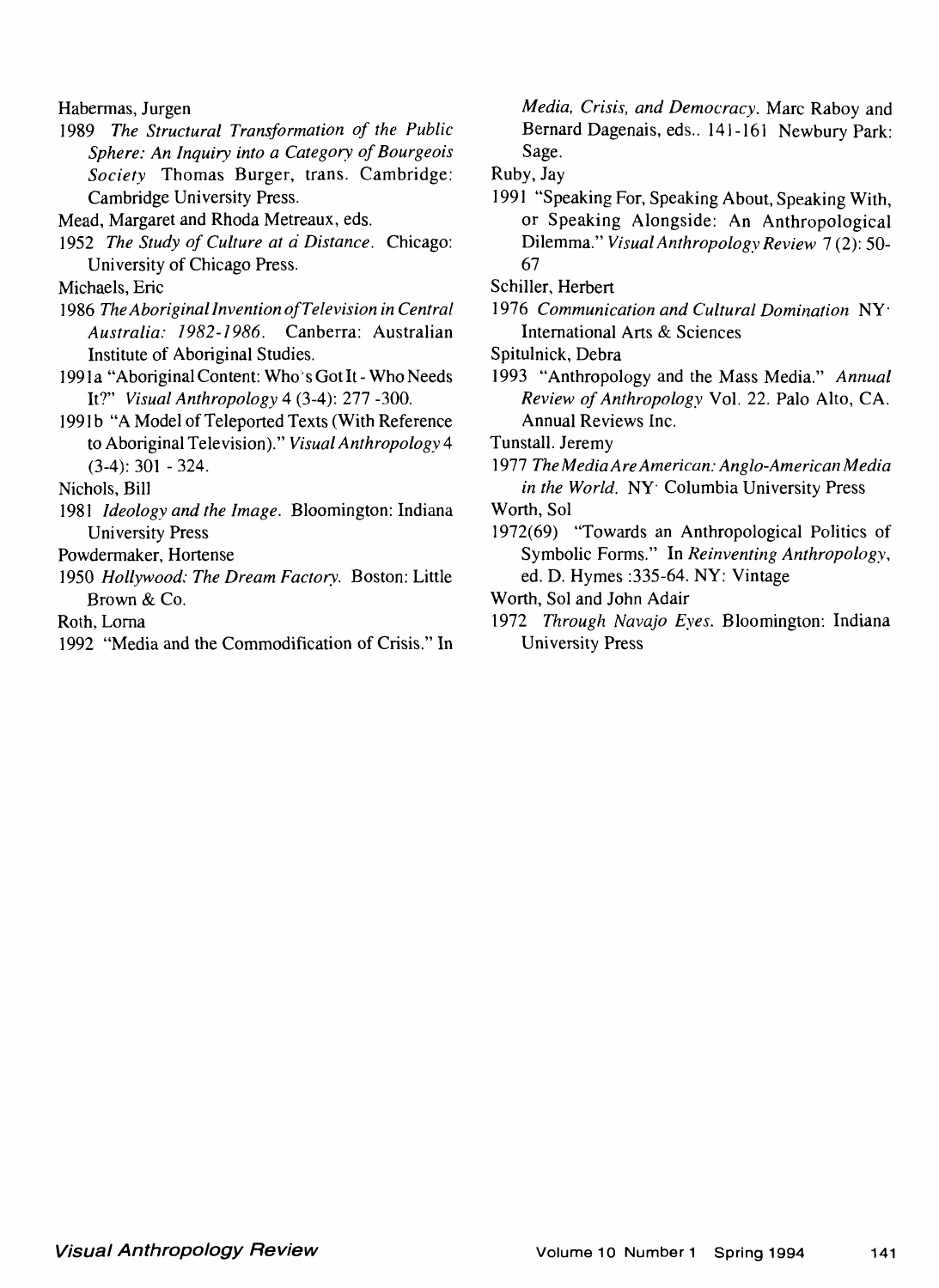Habermas, Jurgen

1989 *The Structural Transformation of the Public Sphere: An Inquiry into a Category of Bourgeois Society* Thomas Burger, trans. Cambridge: Cambridge University Press.

Mead, Margaret and Rhoda Metreaux, eds.

1952 *The Study of Culture at a Distance*. Chicago: University of Chicago Press.

Michaels, Eric

1986 *The Aboriginal Invention of Television in Central Australia: 1982-1986*. Canberra: Australian Institute of Aboriginal Studies.

1991a "Aboriginal Content: Who's Got It - Who Needs It?" *Visual Anthropology* 4 (3-4): 277 -300.

1991b "A Model of Teleported Texts (With Reference to Aboriginal Television)." *Visual Anthropology* 4 (3-4): 301 - 324.

Nichols, Bill

1981 *Ideology and the Image*. Bloomington: Indiana University Press

Powdermaker, Hortense

1950 *Hollywood: The Dream Factory*. Boston: Little Brown & Co.

Roth, Lorna

1992 "Media and the Commodification of Crisis." In *Media, Crisis, and Democracy*. Marc Raboy and Bernard Dagenais, eds.. 141-161 Newbury Park: Sage.

Ruby, Jay

1991 "Speaking For, Speaking About, Speaking With, or Speaking Alongside: An Anthropological Dilemma." *Visual Anthropology Review* 7 (2): 50-67

Schiller, Herbert

1976 *Communication and Cultural Domination* NY· International Arts & Sciences

Spitulnick, Debra

1993 "Anthropology and the Mass Media." *Annual Review of Anthropology* Vol. 22. Palo Alto, CA. Annual Reviews Inc.

Tunstall. Jeremy

1977 *The Media Are American: Anglo-American Media in the World*. NY· Columbia University Press

Worth, Sol

1972(69) "Towards an Anthropological Politics of Symbolic Forms." In *Reinventing Anthropology*, ed. D. Hymes :335-64. NY: Vintage

Worth, Sol and John Adair

1972 *Through Navajo Eyes*. Bloomington: Indiana University Press